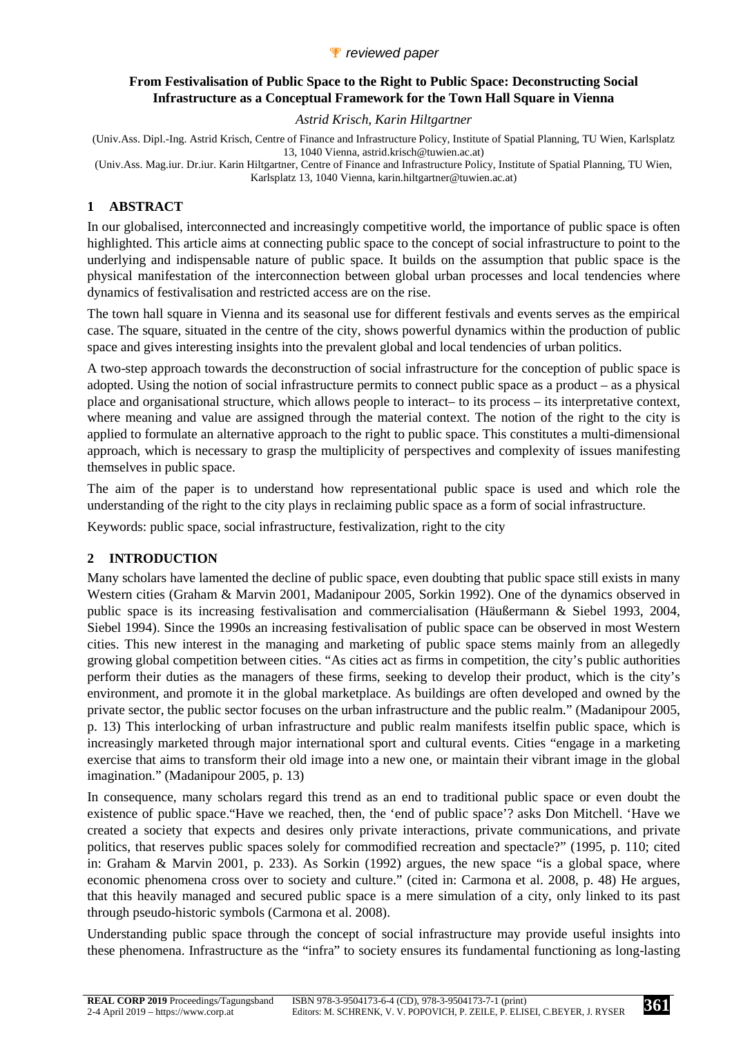*reviewed paper*

# From Festivalisation of Public Space to the Right to Public Space: Deconstructing Social Infrastructure as a Conceptual Framework for the Town Hall Square in Vienna

*Astrid Krisch, Karin Hiltgartner*

(Univ.Ass. Dipl.-Ing. Astrid Krisch, Centre of Finance and Infrastructure Policy, Institute of Spatial Planning, TU Wien, Karlsplatz 13, 1040 Vienna, astrid.krisch@tuwien.ac.at)

(Univ.Ass. Mag.iur. Dr.iur. Karin Hiltgartner, Centre of Finance and Infrastructure Policy, Institute of Spatial Planning, TU Wien, Karlsplatz 13, 1040 Vienna, karin.hiltgartner@tuwien.ac.at)

## 1 ABSTRACT

In our globalised, interconnected and increasingly competitive world, the importance of public space is often highlighted. This article aims at connecting public space to the concept of social infrastructure to point to the underlying and indispensable nature of public space. It builds on the assumption that public space is the physical manifestation of the interconnection between global urban processes and local tendencies where dynamics of festivalisation and restricted access are on the rise.

The town hall square in Vienna and its seasonal use for different festivals and events serves as the empirical case. The square, situated in the centre of the city, shows powerful dynamics within the production of public space and gives interesting insights into the prevalent global and local tendencies of urban politics.

A two-step approach towards the deconstruction of social infrastructure for the conception of public space is adopted. Using the notion of social infrastructure permits to connect public space as a product – as a physical place and organisational structure, which allows people to interact– to its process – its interpretative context, where meaning and value are assigned through the material context. The notion of the right to the city is applied to formulate an alternative approach to the right to public space. This constitutes a multi-dimensional approach, which is necessary to grasp the multiplicity of perspectives and complexity of issues manifesting themselves in public space.

The aim of the paper is to understand how representational public space is used and which role the understanding of the right to the city plays in reclaiming public space as a form of social infrastructure.

Keywords: public space, social infrastructure, festivalization, right to the city

## 2 INTRODUCTION

Many scholars have lamented the decline of public space, even doubting that public space still exists in many Western cities (Graham & Marvin 2001, Madanipour 2005, Sorkin 1992). One of the dynamics observed in public space is its increasing festivalisation and commercialisation (Häußermann & Siebel 1993, 2004, Siebel 1994). Since the 1990s an increasing festivalisation of public space can be observed in most Western cities. This new interest in the managing and marketing of public space stems mainly from an allegedly growing global competition between cities. "As cities act as firms in competition, the city's public authorities perform their duties as the managers of these firms, seeking to develop their product, which is the city's environment, and promote it in the global marketplace. As buildings are often developed and owned by the private sector, the public sector focuses on the urban infrastructure and the public realm." (Madanipour 2005, p. 13) This interlocking of urban infrastructure and public realm manifests itselfin public space, which is increasingly marketed through major international sport and cultural events. Cities "engage in a marketing exercise that aims to transform their old image into a new one, or maintain their vibrant image in the global imagination." (Madanipour 2005, p. 13)

In consequence, many scholars regard this trend as an end to traditional public space or even doubt the existence of public space."Have we reached, then, the 'end of public space'? asks Don Mitchell. 'Have we created a society that expects and desires only private interactions, private communications, and private politics, that reserves public spaces solely for commodified recreation and spectacle?" (1995, p. 110; cited in: Graham & Marvin 2001, p. 233). As Sorkin (1992) argues, the new space "is a global space, where economic phenomena cross over to society and culture." (cited in: Carmona et al. 2008, p. 48) He argues, that this heavily managed and secured public space is a mere simulation of a city, only linked to its past through pseudo-historic symbols (Carmona et al. 2008).

Understanding public space through the concept of social infrastructure may provide useful insights into these phenomena. Infrastructure as the "infra" to society ensures its fundamental functioning as long-lasting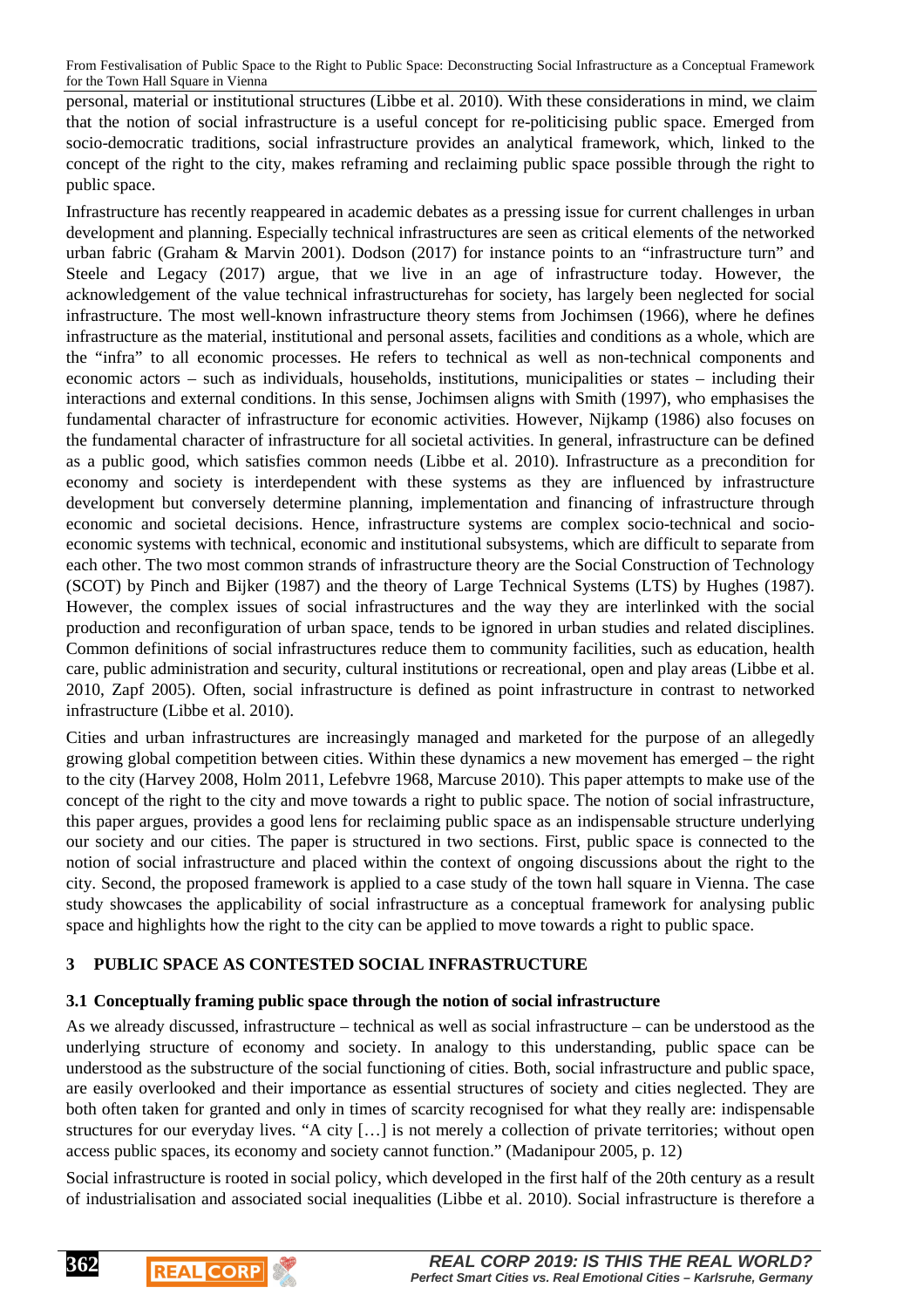personal, material or institutional structures (Libbe et al. 2010). With these considerations in mind, we claim that the notion of social infrastructure is a useful concept for re-politicising public space. Emerged from socio-democratic traditions, social infrastructure provides an analytical framework, which, linked to the concept of the right to the city, makes reframing and reclaiming public space possible through the right to public space.

Infrastructure has recently reappeared in academic debates as a pressing issue for current challenges in urban development and planning. Especially technical infrastructures are seen as critical elements of the networked urban fabric (Graham & Marvin 2001). Dodson (2017) for instance points to an "infrastructure turn" and Steele and Legacy (2017) argue, that we live in an age of infrastructure today. However, the acknowledgement of the value technical infrastructurehas for society, has largely been neglected for social infrastructure. The most well-known infrastructure theory stems from Jochimsen (1966), where he defines infrastructure as the material, institutional and personal assets, facilities and conditions as a whole, which are the "infra" to all economic processes. He refers to technical as well as non-technical components and economic actors – such as individuals, households, institutions, municipalities or states – including their interactions and external conditions. In this sense, Jochimsen aligns with Smith (1997), who emphasises the fundamental character of infrastructure for economic activities. However, Nijkamp (1986) also focuses on the fundamental character of infrastructure for all societal activities. In general, infrastructure can be defined as a public good, which satisfies common needs (Libbe et al. 2010). Infrastructure as a precondition for economy and society is interdependent with these systems as they are influenced by infrastructure development but conversely determine planning, implementation and financing of infrastructure through economic and societal decisions. Hence, infrastructure systems are complex socio-technical and socio-economic systems with technical, economic and institutional subsystems, which are difficult to separate from each other. The two most common strands of infrastructure theory are the Social Construction of Technology (SCOT) by Pinch and Bijker (1987) and the theory of Large Technical Systems (LTS) by Hughes (1987). However, the complex issues of social infrastructures and the way they are interlinked with the social production and reconfiguration of urban space, tends to be ignored in urban studies and related disciplines. Common definitions of social infrastructures reduce them to community facilities, such as education, health care, public administration and security, cultural institutions or recreational, open and play areas (Libbe et al. 2010, Zapf 2005). Often, social infrastructure is defined as point infrastructure in contrast to networked infrastructure (Libbe et al. 2010).

Cities and urban infrastructures are increasingly managed and marketed for the purpose of an allegedly growing global competition between cities. Within these dynamics a new movement has emerged – the right to the city (Harvey 2008, Holm 2011, Lefebvre 1968, Marcuse 2010). This paper attempts to make use of the concept of the right to the city and move towards a right to public space. The notion of social infrastructure, this paper argues, provides a good lens for reclaiming public space as an indispensable structure underlying our society and our cities. The paper is structured in two sections. First, public space is connected to the notion of social infrastructure and placed within the context of ongoing discussions about the right to the city. Second, the proposed framework is applied to a case study of the town hall square in Vienna. The case study showcases the applicability of social infrastructure as a conceptual framework for analysing public space and highlights how the right to the city can be applied to move towards a right to public space.

## 3 PUBLIC SPACE AS CONTESTED SOCIAL INFRASTRUCTURE

### 3.1 Conceptually framing public space through the notion of social infrastructure

As we already discussed, infrastructure – technical as well as social infrastructure – can be understood as the underlying structure of economy and society. In analogy to this understanding, public space can be understood as the substructure of the social functioning of cities. Both, social infrastructure and public space, are easily overlooked and their importance as essential structures of society and cities neglected. They are both often taken for granted and only in times of scarcity recognised for what they really are: indispensable structures for our everyday lives. "A city […] is not merely a collection of private territories; without open access public spaces, its economy and society cannot function." (Madanipour 2005, p. 12)

Social infrastructure is rooted in social policy, which developed in the first half of the 20th century as a result of industrialisation and associated social inequalities (Libbe et al. 2010). Social infrastructure is therefore a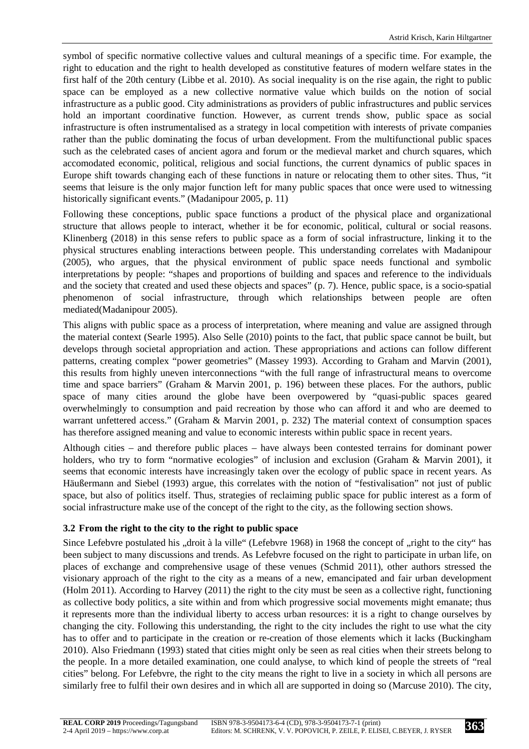symbol of specific normative collective values and cultural meanings of a specific time. For example, the right to education and the right to health developed as constitutive features of modern welfare states in the first half of the 20th century (Libbe et al. 2010). As social inequality is on the rise again, the right to public space can be employed as a new collective normative value which builds on the notion of social infrastructure as a public good. City administrations as providers of public infrastructures and public services hold an important coordinative function. However, as current trends show, public space as social infrastructure is often instrumentalised as a strategy in local competition with interests of private companies rather than the public dominating the focus of urban development. From the multifunctional public spaces such as the celebrated cases of ancient agora and forum or the medieval market and church squares, which accomodated economic, political, religious and social functions, the current dynamics of public spaces in Europe shift towards changing each of these functions in nature or relocating them to other sites. Thus, "it seems that leisure is the only major function left for many public spaces that once were used to witnessing historically significant events." (Madanipour 2005, p. 11)

Following these conceptions, public space functions a product of the physical place and organizational structure that allows people to interact, whether it be for economic, political, cultural or social reasons. Klinenberg (2018) in this sense refers to public space as a form of social infrastructure, linking it to the physical structures enabling interactions between people. This understanding correlates with Madanipour (2005), who argues, that the physical environment of public space needs functional and symbolic interpretations by people: "shapes and proportions of building and spaces and reference to the individuals and the society that created and used these objects and spaces" (p. 7). Hence, public space, is a socio-spatial phenomenon of social infrastructure, through which relationships between people are often mediated(Madanipour 2005).

This aligns with public space as a process of interpretation, where meaning and value are assigned through the material context (Searle 1995). Also Selle (2010) points to the fact, that public space cannot be built, but develops through societal appropriation and action. These appropriations and actions can follow different patterns, creating complex "power geometries" (Massey 1993). According to Graham and Marvin (2001), this results from highly uneven interconnections "with the full range of infrastructural means to overcome time and space barriers" (Graham & Marvin 2001, p. 196) between these places. For the authors, public space of many cities around the globe have been overpowered by "quasi-public spaces geared overwhelmingly to consumption and paid recreation by those who can afford it and who are deemed to warrant unfettered access." (Graham & Marvin 2001, p. 232) The material context of consumption spaces has therefore assigned meaning and value to economic interests within public space in recent years.

Although cities – and therefore public places – have always been contested terrains for dominant power holders, who try to form "normative ecologies" of inclusion and exclusion (Graham & Marvin 2001), it seems that economic interests have increasingly taken over the ecology of public space in recent years. As Häußermann and Siebel (1993) argue, this correlates with the notion of "festivalisation" not just of public space, but also of politics itself. Thus, strategies of reclaiming public space for public interest as a form of social infrastructure make use of the concept of the right to the city, as the following section shows.

### 3.2 From the right to the city to the right to public space

Since Lefebvre postulated his „droit à la ville" (Lefebvre 1968) in 1968 the concept of „right to the city" has been subject to many discussions and trends. As Lefebvre focused on the right to participate in urban life, on places of exchange and comprehensive usage of these venues (Schmid 2011), other authors stressed the visionary approach of the right to the city as a means of a new, emancipated and fair urban development (Holm 2011). According to Harvey (2011) the right to the city must be seen as a collective right, functioning as collective body politics, a site within and from which progressive social movements might emanate; thus it represents more than the individual liberty to access urban resources: it is a right to change ourselves by changing the city. Following this understanding, the right to the city includes the right to use what the city has to offer and to participate in the creation or re-creation of those elements which it lacks (Buckingham 2010). Also Friedmann (1993) stated that cities might only be seen as real cities when their streets belong to the people. In a more detailed examination, one could analyse, to which kind of people the streets of "real cities" belong. For Lefebvre, the right to the city means the right to live in a society in which all persons are similarly free to fulfil their own desires and in which all are supported in doing so (Marcuse 2010). The city,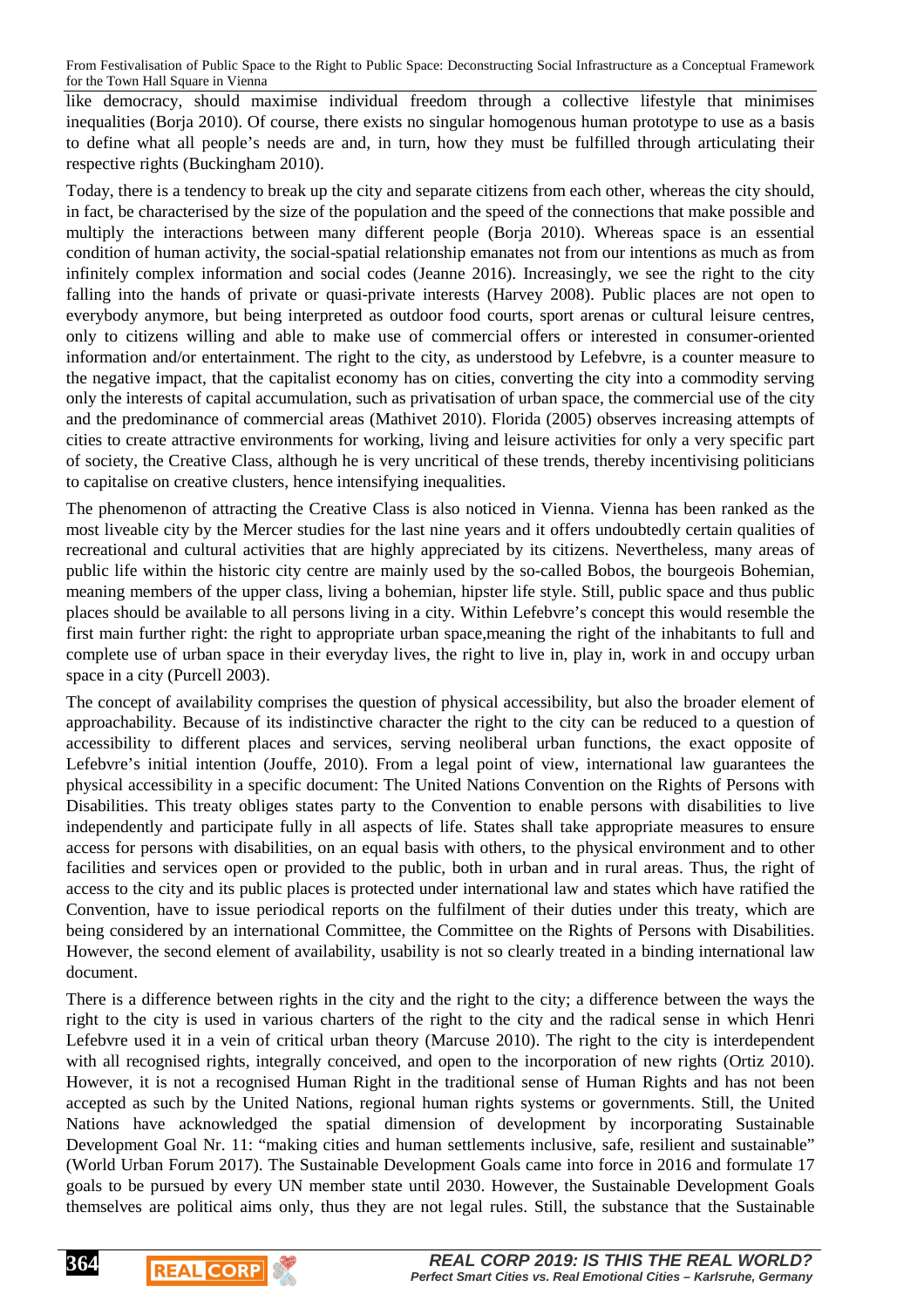like democracy, should maximise individual freedom through a collective lifestyle that minimises inequalities (Borja 2010). Of course, there exists no singular homogenous human prototype to use as a basis to define what all people's needs are and, in turn, how they must be fulfilled through articulating their respective rights (Buckingham 2010).

Today, there is a tendency to break up the city and separate citizens from each other, whereas the city should, in fact, be characterised by the size of the population and the speed of the connections that make possible and multiply the interactions between many different people (Borja 2010). Whereas space is an essential condition of human activity, the social-spatial relationship emanates not from our intentions as much as from infinitely complex information and social codes (Jeanne 2016). Increasingly, we see the right to the city falling into the hands of private or quasi-private interests (Harvey 2008). Public places are not open to everybody anymore, but being interpreted as outdoor food courts, sport arenas or cultural leisure centres, only to citizens willing and able to make use of commercial offers or interested in consumer-oriented information and/or entertainment. The right to the city, as understood by Lefebvre, is a counter measure to the negative impact, that the capitalist economy has on cities, converting the city into a commodity serving only the interests of capital accumulation, such as privatisation of urban space, the commercial use of the city and the predominance of commercial areas (Mathivet 2010). Florida (2005) observes increasing attempts of cities to create attractive environments for working, living and leisure activities for only a very specific part of society, the Creative Class, although he is very uncritical of these trends, thereby incentivising politicians to capitalise on creative clusters, hence intensifying inequalities.

The phenomenon of attracting the Creative Class is also noticed in Vienna. Vienna has been ranked as the most liveable city by the Mercer studies for the last nine years and it offers undoubtedly certain qualities of recreational and cultural activities that are highly appreciated by its citizens. Nevertheless, many areas of public life within the historic city centre are mainly used by the so-called Bobos, the bourgeois Bohemian, meaning members of the upper class, living a bohemian, hipster life style. Still, public space and thus public places should be available to all persons living in a city. Within Lefebvre's concept this would resemble the first main further right: the right to appropriate urban space,meaning the right of the inhabitants to full and complete use of urban space in their everyday lives, the right to live in, play in, work in and occupy urban space in a city (Purcell 2003).

The concept of availability comprises the question of physical accessibility, but also the broader element of approachability. Because of its indistinctive character the right to the city can be reduced to a question of accessibility to different places and services, serving neoliberal urban functions, the exact opposite of Lefebvre's initial intention (Jouffe, 2010). From a legal point of view, international law guarantees the physical accessibility in a specific document: The United Nations Convention on the Rights of Persons with Disabilities. This treaty obliges states party to the Convention to enable persons with disabilities to live independently and participate fully in all aspects of life. States shall take appropriate measures to ensure access for persons with disabilities, on an equal basis with others, to the physical environment and to other facilities and services open or provided to the public, both in urban and in rural areas. Thus, the right of access to the city and its public places is protected under international law and states which have ratified the Convention, have to issue periodical reports on the fulfilment of their duties under this treaty, which are being considered by an international Committee, the Committee on the Rights of Persons with Disabilities. However, the second element of availability, usability is not so clearly treated in a binding international law document.

There is a difference between rights in the city and the right to the city; a difference between the ways the right to the city is used in various charters of the right to the city and the radical sense in which Henri Lefebvre used it in a vein of critical urban theory (Marcuse 2010). The right to the city is interdependent with all recognised rights, integrally conceived, and open to the incorporation of new rights (Ortiz 2010). However, it is not a recognised Human Right in the traditional sense of Human Rights and has not been accepted as such by the United Nations, regional human rights systems or governments. Still, the United Nations have acknowledged the spatial dimension of development by incorporating Sustainable Development Goal Nr. 11: "making cities and human settlements inclusive, safe, resilient and sustainable" (World Urban Forum 2017). The Sustainable Development Goals came into force in 2016 and formulate 17 goals to be pursued by every UN member state until 2030. However, the Sustainable Development Goals themselves are political aims only, thus they are not legal rules. Still, the substance that the Sustainable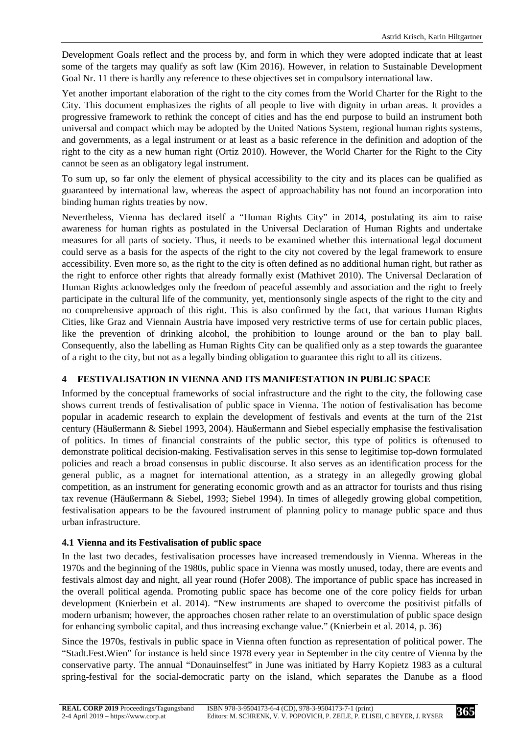Development Goals reflect and the process by, and form in which they were adopted indicate that at least some of the targets may qualify as soft law (Kim 2016). However, in relation to Sustainable Development Goal Nr. 11 there is hardly any reference to these objectives set in compulsory international law.

Yet another important elaboration of the right to the city comes from the World Charter for the Right to the City. This document emphasizes the rights of all people to live with dignity in urban areas. It provides a progressive framework to rethink the concept of cities and has the end purpose to build an instrument both universal and compact which may be adopted by the United Nations System, regional human rights systems, and governments, as a legal instrument or at least as a basic reference in the definition and adoption of the right to the city as a new human right (Ortiz 2010). However, the World Charter for the Right to the City cannot be seen as an obligatory legal instrument.

To sum up, so far only the element of physical accessibility to the city and its places can be qualified as guaranteed by international law, whereas the aspect of approachability has not found an incorporation into binding human rights treaties by now.

Nevertheless, Vienna has declared itself a "Human Rights City" in 2014, postulating its aim to raise awareness for human rights as postulated in the Universal Declaration of Human Rights and undertake measures for all parts of society. Thus, it needs to be examined whether this international legal document could serve as a basis for the aspects of the right to the city not covered by the legal framework to ensure accessibility. Even more so, as the right to the city is often defined as no additional human right, but rather as the right to enforce other rights that already formally exist (Mathivet 2010). The Universal Declaration of Human Rights acknowledges only the freedom of peaceful assembly and association and the right to freely participate in the cultural life of the community, yet, mentionsonly single aspects of the right to the city and no comprehensive approach of this right. This is also confirmed by the fact, that various Human Rights Cities, like Graz and Viennain Austria have imposed very restrictive terms of use for certain public places, like the prevention of drinking alcohol, the prohibition to lounge around or the ban to play ball. Consequently, also the labelling as Human Rights City can be qualified only as a step towards the guarantee of a right to the city, but not as a legally binding obligation to guarantee this right to all its citizens.

## 4 FESTIVALISATION IN VIENNA AND ITS MANIFESTATION IN PUBLIC SPACE

Informed by the conceptual frameworks of social infrastructure and the right to the city, the following case shows current trends of festivalisation of public space in Vienna. The notion of festivalisation has become popular in academic research to explain the development of festivals and events at the turn of the 21st century (Häußermann & Siebel 1993, 2004). Häußermann and Siebel especially emphasise the festivalisation of politics. In times of financial constraints of the public sector, this type of politics is oftenused to demonstrate political decision-making. Festivalisation serves in this sense to legitimise top-down formulated policies and reach a broad consensus in public discourse. It also serves as an identification process for the general public, as a magnet for international attention, as a strategy in an allegedly growing global competition, as an instrument for generating economic growth and as an attractor for tourists and thus rising tax revenue (Häußermann & Siebel, 1993; Siebel 1994). In times of allegedly growing global competition, festivalisation appears to be the favoured instrument of planning policy to manage public space and thus urban infrastructure.

### 4.1 Vienna and its Festivalisation of public space

In the last two decades, festivalisation processes have increased tremendously in Vienna. Whereas in the 1970s and the beginning of the 1980s, public space in Vienna was mostly unused, today, there are events and festivals almost day and night, all year round (Hofer 2008). The importance of public space has increased in the overall political agenda. Promoting public space has become one of the core policy fields for urban development (Knierbein et al. 2014). "New instruments are shaped to overcome the positivist pitfalls of modern urbanism; however, the approaches chosen rather relate to an overstimulation of public space design for enhancing symbolic capital, and thus increasing exchange value." (Knierbein et al. 2014, p. 36)

Since the 1970s, festivals in public space in Vienna often function as representation of political power. The "Stadt.Fest.Wien" for instance is held since 1978 every year in September in the city centre of Vienna by the conservative party. The annual "Donauinselfest" in June was initiated by Harry Kopietz 1983 as a cultural spring-festival for the social-democratic party on the island, which separates the Danube as a flood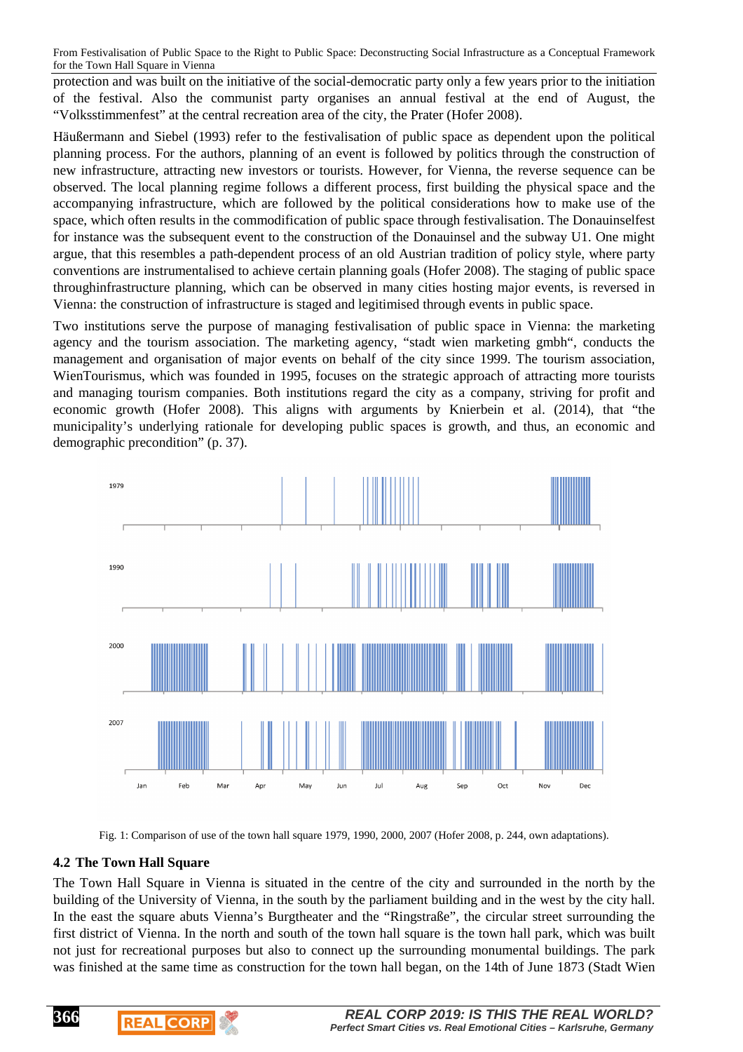protection and was built on the initiative of the social-democratic party only a few years prior to the initiation of the festival. Also the communist party organises an annual festival at the end of August, the "Volksstimmenfest" at the central recreation area of the city, the Prater (Hofer 2008).

Häußermann and Siebel (1993) refer to the festivalisation of public space as dependent upon the political planning process. For the authors, planning of an event is followed by politics through the construction of new infrastructure, attracting new investors or tourists. However, for Vienna, the reverse sequence can be observed. The local planning regime follows a different process, first building the physical space and the accompanying infrastructure, which are followed by the political considerations how to make use of the space, which often results in the commodification of public space through festivalisation. The Donauinselfest for instance was the subsequent event to the construction of the Donauinsel and the subway U1. One might argue, that this resembles a path-dependent process of an old Austrian tradition of policy style, where party conventions are instrumentalised to achieve certain planning goals (Hofer 2008). The staging of public space throughinfrastructure planning, which can be observed in many cities hosting major events, is reversed in Vienna: the construction of infrastructure is staged and legitimised through events in public space.

Two institutions serve the purpose of managing festivalisation of public space in Vienna: the marketing agency and the tourism association. The marketing agency, "stadt wien marketing gmbh", conducts the management and organisation of major events on behalf of the city since 1999. The tourism association, WienTourismus, which was founded in 1995, focuses on the strategic approach of attracting more tourists and managing tourism companies. Both institutions regard the city as a company, striving for profit and economic growth (Hofer 2008). This aligns with arguments by Knierbein et al. (2014), that "the municipality's underlying rationale for developing public spaces is growth, and thus, an economic and demographic precondition" (p. 37).

Fig. 1: Comparison of use of the town hall square 1979, 1990, 2000, 2007 (Hofer 2008, p. 244, own adaptations).

## 4.2 The Town Hall Square

The Town Hall Square in Vienna is situated in the centre of the city and surrounded in the north by the building of the University of Vienna, in the south by the parliament building and in the west by the city hall. In the east the square abuts Vienna's Burgtheater and the "Ringstraße", the circular street surrounding the first district of Vienna. In the north and south of the town hall square is the town hall park, which was built not just for recreational purposes but also to connect up the surrounding monumental buildings. The park was finished at the same time as construction for the town hall began, on the 14th of June 1873 (Stadt Wien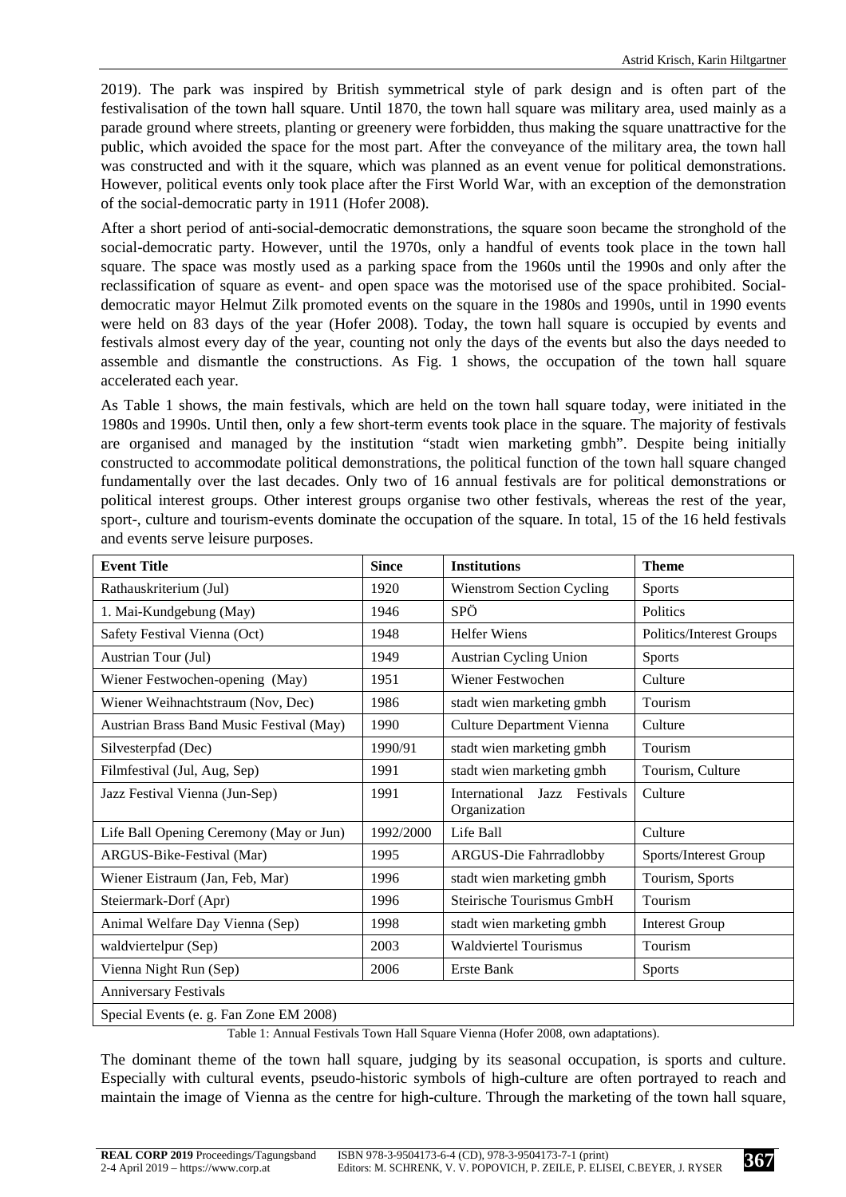2019). The park was inspired by British symmetrical style of park design and is often part of the festivalisation of the town hall square. Until 1870, the town hall square was military area, used mainly as a parade ground where streets, planting or greenery were forbidden, thus making the square unattractive for the public, which avoided the space for the most part. After the conveyance of the military area, the town hall was constructed and with it the square, which was planned as an event venue for political demonstrations. However, political events only took place after the First World War, with an exception of the demonstration of the social-democratic party in 1911 (Hofer 2008).

After a short period of anti-social-democratic demonstrations, the square soon became the stronghold of the social-democratic party. However, until the 1970s, only a handful of events took place in the town hall square. The space was mostly used as a parking space from the 1960s until the 1990s and only after the reclassification of square as event- and open space was the motorised use of the space prohibited. Social-democratic mayor Helmut Zilk promoted events on the square in the 1980s and 1990s, until in 1990 events were held on 83 days of the year (Hofer 2008). Today, the town hall square is occupied by events and festivals almost every day of the year, counting not only the days of the events but also the days needed to assemble and dismantle the constructions. As Fig. 1 shows, the occupation of the town hall square accelerated each year.

As Table 1 shows, the main festivals, which are held on the town hall square today, were initiated in the 1980s and 1990s. Until then, only a few short-term events took place in the square. The majority of festivals are organised and managed by the institution "stadt wien marketing gmbh". Despite being initially constructed to accommodate political demonstrations, the political function of the town hall square changed fundamentally over the last decades. Only two of 16 annual festivals are for political demonstrations or political interest groups. Other interest groups organise two other festivals, whereas the rest of the year, sport-, culture and tourism-events dominate the occupation of the square. In total, 15 of the 16 held festivals and events serve leisure purposes.

| Event Title | Since | Institutions | Theme |
|---|---|---|---|
| Rathauskriterium (Jul) | 1920 | Wienstrom Section Cycling | Sports |
| 1. Mai-Kundgebung (May) | 1946 | SPÖ | Politics |
| Safety Festival Vienna (Oct) | 1948 | Helfer Wiens | Politics/Interest Groups |
| Austrian Tour (Jul) | 1949 | Austrian Cycling Union | Sports |
| Wiener Festwochen-opening (May) | 1951 | Wiener Festwochen | Culture |
| Wiener Weihnachtstraum (Nov, Dec) | 1986 | stadt wien marketing gmbh | Tourism |
| Austrian Brass Band Music Festival (May) | 1990 | Culture Department Vienna | Culture |
| Silvesterpfad (Dec) | 1990/91 | stadt wien marketing gmbh | Tourism |
| Filmfestival (Jul, Aug, Sep) | 1991 | stadt wien marketing gmbh | Tourism, Culture |
| Jazz Festival Vienna (Jun-Sep) | 1991 | International Jazz Festivals Organization | Culture |
| Life Ball Opening Ceremony (May or Jun) | 1992/2000 | Life Ball | Culture |
| ARGUS-Bike-Festival (Mar) | 1995 | ARGUS-Die Fahrradlobby | Sports/Interest Group |
| Wiener Eistraum (Jan, Feb, Mar) | 1996 | stadt wien marketing gmbh | Tourism, Sports |
| Steiermark-Dorf (Apr) | 1996 | Steirische Tourismus GmbH | Tourism |
| Animal Welfare Day Vienna (Sep) | 1998 | stadt wien marketing gmbh | Interest Group |
| waldviertelpur (Sep) | 2003 | Waldviertel Tourismus | Tourism |
| Vienna Night Run (Sep) | 2006 | Erste Bank | Sports |
| Anniversary Festivals | | | |
| Special Events (e. g. Fan Zone EM 2008) | | | |

Table 1: Annual Festivals Town Hall Square Vienna (Hofer 2008, own adaptations).

The dominant theme of the town hall square, judging by its seasonal occupation, is sports and culture. Especially with cultural events, pseudo-historic symbols of high-culture are often portrayed to reach and maintain the image of Vienna as the centre for high-culture. Through the marketing of the town hall square,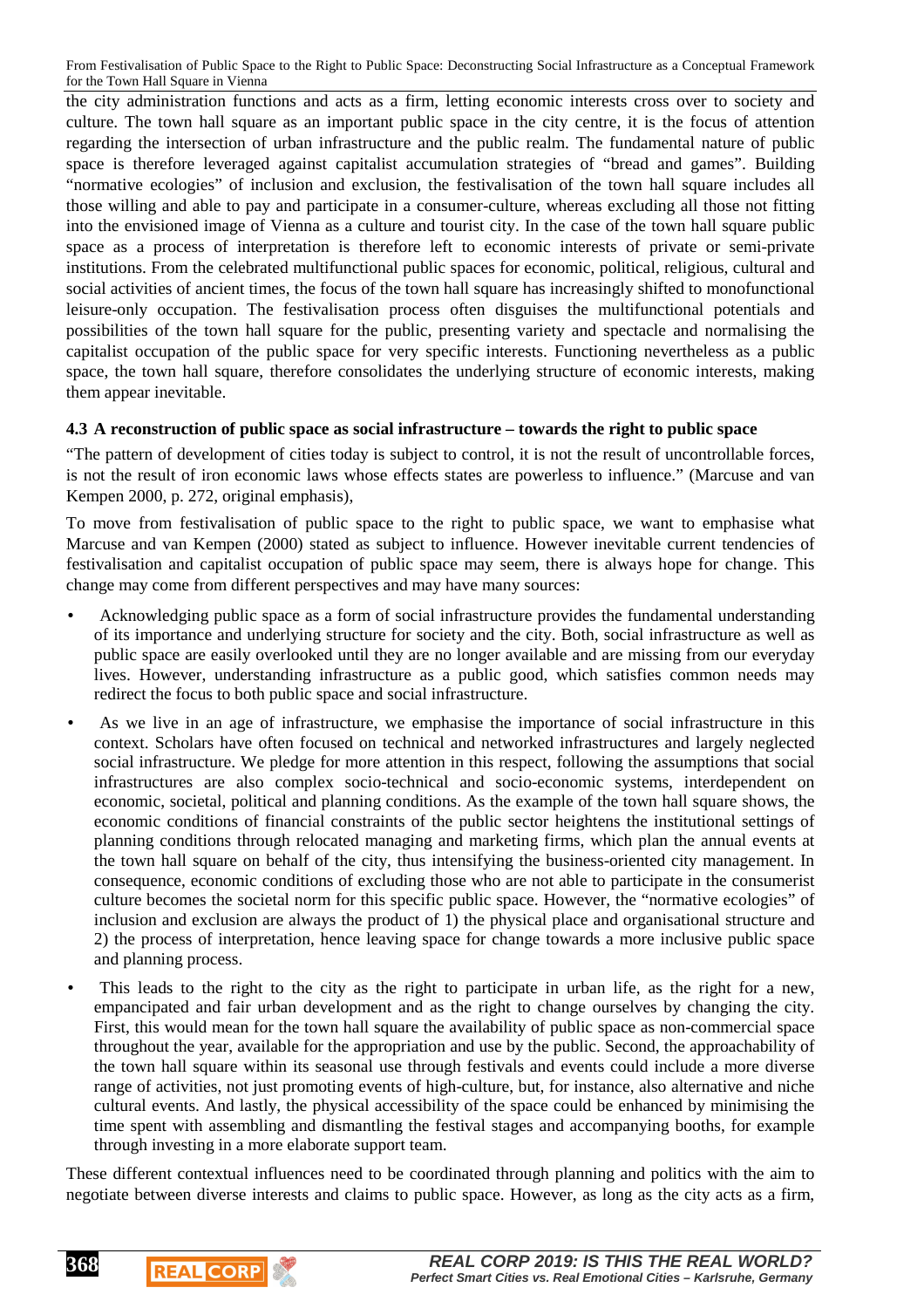the city administration functions and acts as a firm, letting economic interests cross over to society and culture. The town hall square as an important public space in the city centre, it is the focus of attention regarding the intersection of urban infrastructure and the public realm. The fundamental nature of public space is therefore leveraged against capitalist accumulation strategies of "bread and games". Building "normative ecologies" of inclusion and exclusion, the festivalisation of the town hall square includes all those willing and able to pay and participate in a consumer-culture, whereas excluding all those not fitting into the envisioned image of Vienna as a culture and tourist city. In the case of the town hall square public space as a process of interpretation is therefore left to economic interests of private or semi-private institutions. From the celebrated multifunctional public spaces for economic, political, religious, cultural and social activities of ancient times, the focus of the town hall square has increasingly shifted to monofunctional leisure-only occupation. The festivalisation process often disguises the multifunctional potentials and possibilities of the town hall square for the public, presenting variety and spectacle and normalising the capitalist occupation of the public space for very specific interests. Functioning nevertheless as a public space, the town hall square, therefore consolidates the underlying structure of economic interests, making them appear inevitable.

### 4.3 A reconstruction of public space as social infrastructure – towards the right to public space

"The pattern of development of cities today is subject to control, it is not the result of uncontrollable forces, is not the result of iron economic laws whose effects states are powerless to influence." (Marcuse and van Kempen 2000, p. 272, original emphasis),

To move from festivalisation of public space to the right to public space, we want to emphasise what Marcuse and van Kempen (2000) stated as subject to influence. However inevitable current tendencies of festivalisation and capitalist occupation of public space may seem, there is always hope for change. This change may come from different perspectives and may have many sources:

- Acknowledging public space as a form of social infrastructure provides the fundamental understanding of its importance and underlying structure for society and the city. Both, social infrastructure as well as public space are easily overlooked until they are no longer available and are missing from our everyday lives. However, understanding infrastructure as a public good, which satisfies common needs may redirect the focus to both public space and social infrastructure.
- As we live in an age of infrastructure, we emphasise the importance of social infrastructure in this context. Scholars have often focused on technical and networked infrastructures and largely neglected social infrastructure. We pledge for more attention in this respect, following the assumptions that social infrastructures are also complex socio-technical and socio-economic systems, interdependent on economic, societal, political and planning conditions. As the example of the town hall square shows, the economic conditions of financial constraints of the public sector heightens the institutional settings of planning conditions through relocated managing and marketing firms, which plan the annual events at the town hall square on behalf of the city, thus intensifying the business-oriented city management. In consequence, economic conditions of excluding those who are not able to participate in the consumerist culture becomes the societal norm for this specific public space. However, the "normative ecologies" of inclusion and exclusion are always the product of 1) the physical place and organisational structure and 2) the process of interpretation, hence leaving space for change towards a more inclusive public space and planning process.
- This leads to the right to the city as the right to participate in urban life, as the right for a new, empancipated and fair urban development and as the right to change ourselves by changing the city. First, this would mean for the town hall square the availability of public space as non-commercial space throughout the year, available for the appropriation and use by the public. Second, the approachability of the town hall square within its seasonal use through festivals and events could include a more diverse range of activities, not just promoting events of high-culture, but, for instance, also alternative and niche cultural events. And lastly, the physical accessibility of the space could be enhanced by minimising the time spent with assembling and dismantling the festival stages and accompanying booths, for example through investing in a more elaborate support team.

These different contextual influences need to be coordinated through planning and politics with the aim to negotiate between diverse interests and claims to public space. However, as long as the city acts as a firm,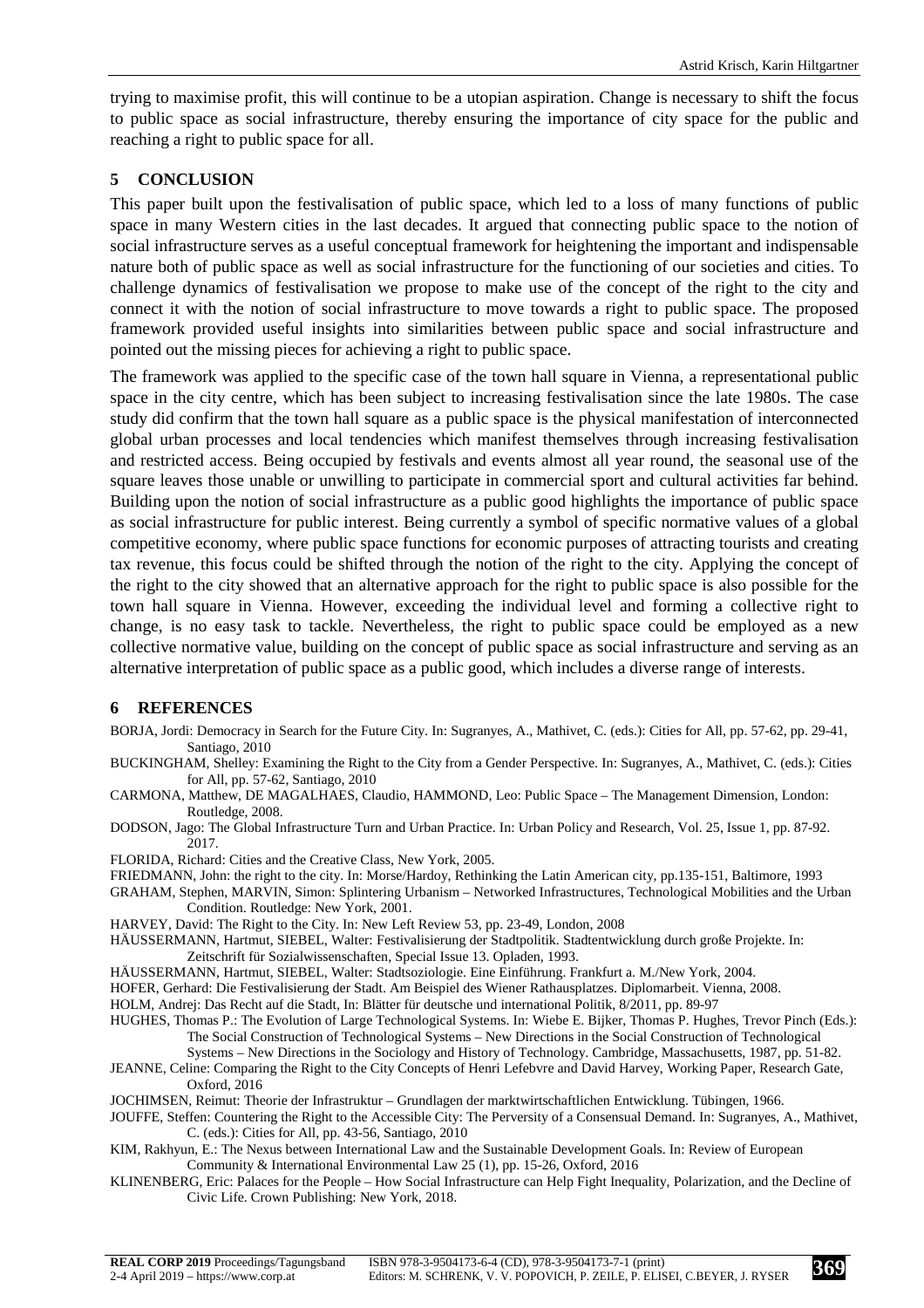trying to maximise profit, this will continue to be a utopian aspiration. Change is necessary to shift the focus to public space as social infrastructure, thereby ensuring the importance of city space for the public and reaching a right to public space for all.

## 5 CONCLUSION

This paper built upon the festivalisation of public space, which led to a loss of many functions of public space in many Western cities in the last decades. It argued that connecting public space to the notion of social infrastructure serves as a useful conceptual framework for heightening the important and indispensable nature both of public space as well as social infrastructure for the functioning of our societies and cities. To challenge dynamics of festivalisation we propose to make use of the concept of the right to the city and connect it with the notion of social infrastructure to move towards a right to public space. The proposed framework provided useful insights into similarities between public space and social infrastructure and pointed out the missing pieces for achieving a right to public space.

The framework was applied to the specific case of the town hall square in Vienna, a representational public space in the city centre, which has been subject to increasing festivalisation since the late 1980s. The case study did confirm that the town hall square as a public space is the physical manifestation of interconnected global urban processes and local tendencies which manifest themselves through increasing festivalisation and restricted access. Being occupied by festivals and events almost all year round, the seasonal use of the square leaves those unable or unwilling to participate in commercial sport and cultural activities far behind. Building upon the notion of social infrastructure as a public good highlights the importance of public space as social infrastructure for public interest. Being currently a symbol of specific normative values of a global competitive economy, where public space functions for economic purposes of attracting tourists and creating tax revenue, this focus could be shifted through the notion of the right to the city. Applying the concept of the right to the city showed that an alternative approach for the right to public space is also possible for the town hall square in Vienna. However, exceeding the individual level and forming a collective right to change, is no easy task to tackle. Nevertheless, the right to public space could be employed as a new collective normative value, building on the concept of public space as social infrastructure and serving as an alternative interpretation of public space as a public good, which includes a diverse range of interests.

## 6 REFERENCES

BORJA, Jordi: Democracy in Search for the Future City. In: Sugranyes, A., Mathivet, C. (eds.): Cities for All, pp. 57-62, pp. 29-41, Santiago, 2010

BUCKINGHAM, Shelley: Examining the Right to the City from a Gender Perspective. In: Sugranyes, A., Mathivet, C. (eds.): Cities for All, pp. 57-62, Santiago, 2010

CARMONA, Matthew, DE MAGALHAES, Claudio, HAMMOND, Leo: Public Space – The Management Dimension, London: Routledge, 2008.

DODSON, Jago: The Global Infrastructure Turn and Urban Practice. In: Urban Policy and Research, Vol. 25, Issue 1, pp. 87-92. 2017.

FLORIDA, Richard: Cities and the Creative Class, New York, 2005.

FRIEDMANN, John: the right to the city. In: Morse/Hardoy, Rethinking the Latin American city, pp.135-151, Baltimore, 1993

GRAHAM, Stephen, MARVIN, Simon: Splintering Urbanism – Networked Infrastructures, Technological Mobilities and the Urban Condition. Routledge: New York, 2001.

HARVEY, David: The Right to the City. In: New Left Review 53, pp. 23-49, London, 2008

HÄUSSERMANN, Hartmut, SIEBEL, Walter: Festivalisierung der Stadtpolitik. Stadtentwicklung durch große Projekte. In: Zeitschrift für Sozialwissenschaften, Special Issue 13. Opladen, 1993.

HÄUSSERMANN, Hartmut, SIEBEL, Walter: Stadtsoziologie. Eine Einführung. Frankfurt a. M./New York, 2004.

HOFER, Gerhard: Die Festivalisierung der Stadt. Am Beispiel des Wiener Rathausplatzes. Diplomarbeit. Vienna, 2008.

HOLM, Andrej: Das Recht auf die Stadt, In: Blätter für deutsche und international Politik, 8/2011, pp. 89-97

HUGHES, Thomas P.: The Evolution of Large Technological Systems. In: Wiebe E. Bijker, Thomas P. Hughes, Trevor Pinch (Eds.): The Social Construction of Technological Systems – New Directions in the Social Construction of Technological Systems – New Directions in the Sociology and History of Technology. Cambridge, Massachusetts, 1987, pp. 51-82.

JEANNE, Celine: Comparing the Right to the City Concepts of Henri Lefebvre and David Harvey, Working Paper, Research Gate, Oxford, 2016

JOCHIMSEN, Reimut: Theorie der Infrastruktur – Grundlagen der marktwirtschaftlichen Entwicklung. Tübingen, 1966.

JOUFFE, Steffen: Countering the Right to the Accessible City: The Perversity of a Consensual Demand. In: Sugranyes, A., Mathivet, C. (eds.): Cities for All, pp. 43-56, Santiago, 2010

KIM, Rakhyun, E.: The Nexus between International Law and the Sustainable Development Goals. In: Review of European Community & International Environmental Law 25 (1), pp. 15-26, Oxford, 2016

KLINENBERG, Eric: Palaces for the People – How Social Infrastructure can Help Fight Inequality, Polarization, and the Decline of Civic Life. Crown Publishing: New York, 2018.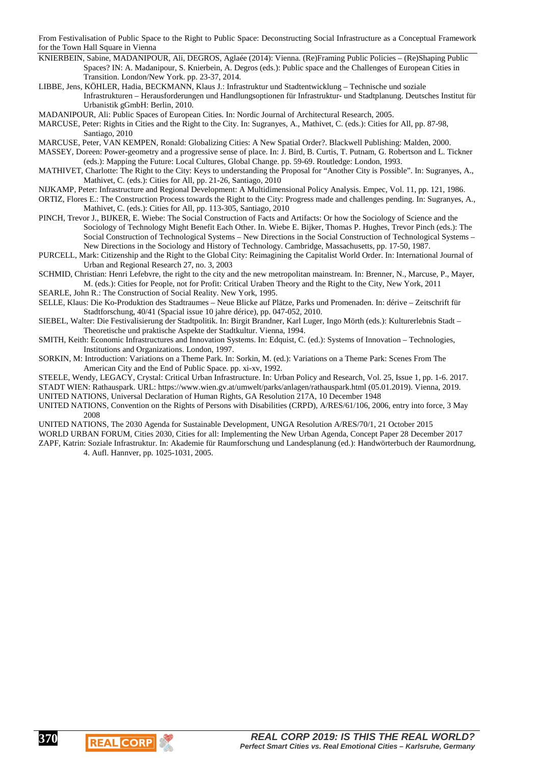KNIERBEIN, Sabine, MADANIPOUR, Ali, DEGROS, Aglaée (2014): Vienna. (Re)Framing Public Policies – (Re)Shaping Public Spaces? IN: A. Madanipour, S. Knierbein, A. Degros (eds.): Public space and the Challenges of European Cities in Transition. London/New York. pp. 23-37, 2014.

LIBBE, Jens, KÖHLER, Hadia, BECKMANN, Klaus J.: Infrastruktur und Stadtentwicklung – Technische und soziale Infrastrukturen – Herausforderungen und Handlungsoptionen für Infrastruktur- und Stadtplanung. Deutsches Institut für Urbanistik gGmbH: Berlin, 2010.

MADANIPOUR, Ali: Public Spaces of European Cities. In: Nordic Journal of Architectural Research, 2005.

MARCUSE, Peter: Rights in Cities and the Right to the City. In: Sugranyes, A., Mathivet, C. (eds.): Cities for All, pp. 87-98, Santiago, 2010

MARCUSE, Peter, VAN KEMPEN, Ronald: Globalizing Cities: A New Spatial Order?. Blackwell Publishing: Malden, 2000.

MASSEY, Doreen: Power-geometry and a progressive sense of place. In: J. Bird, B. Curtis, T. Putnam, G. Robertson and L. Tickner (eds.): Mapping the Future: Local Cultures, Global Change. pp. 59-69. Routledge: London, 1993.

MATHIVET, Charlotte: The Right to the City: Keys to understanding the Proposal for "Another City is Possible". In: Sugranyes, A., Mathivet, C. (eds.): Cities for All, pp. 21-26, Santiago, 2010

NIJKAMP, Peter: Infrastructure and Regional Development: A Multidimensional Policy Analysis. Empec, Vol. 11, pp. 121, 1986.

ORTIZ, Flores E.: The Construction Process towards the Right to the City: Progress made and challenges pending. In: Sugranyes, A., Mathivet, C. (eds.): Cities for All, pp. 113-305, Santiago, 2010

PINCH, Trevor J., BIJKER, E. Wiebe: The Social Construction of Facts and Artifacts: Or how the Sociology of Science and the Sociology of Technology Might Benefit Each Other. In. Wiebe E. Bijker, Thomas P. Hughes, Trevor Pinch (eds.): The Social Construction of Technological Systems – New Directions in the Social Construction of Technological Systems – New Directions in the Sociology and History of Technology. Cambridge, Massachusetts, pp. 17-50, 1987.

PURCELL, Mark: Citizenship and the Right to the Global City: Reimagining the Capitalist World Order. In: International Journal of Urban and Regional Research 27, no. 3, 2003

SCHMID, Christian: Henri Lefebvre, the right to the city and the new metropolitan mainstream. In: Brenner, N., Marcuse, P., Mayer, M. (eds.): Cities for People, not for Profit: Critical Urban Theory and the Right to the City, New York, 2011

SEARLE, John R.: The Construction of Social Reality. New York, 1995.

SELLE, Klaus: Die Ko-Produktion des Stadtraumes – Neue Blicke auf Plätze, Parks und Promenaden. In: dérive – Zeitschrift für Stadtforschung, 40/41 (Spacial issue 10 jahre dérice), pp. 047-052, 2010.

SIEBEL, Walter: Die Festivalisierung der Stadtpolitik. In: Birgit Brandner, Karl Luger, Ingo Mörth (eds.): Kulturerlebnis Stadt – Theoretische und praktische Aspekte der Stadtkultur. Vienna, 1994.

SMITH, Keith: Economic Infrastructures and Innovation Systems. In: Edquist, C. (ed.): Systems of Innovation – Technologies, Institutions and Organizations. London, 1997.

SORKIN, M: Introduction: Variations on a Theme Park. In: Sorkin, M. (ed.): Variations on a Theme Park: Scenes From The American City and the End of Public Space. pp. xi-xv, 1992.

STEELE, Wendy, LEGACY, Crystal: Critical Urban Infrastructure. In: Urban Policy and Research, Vol. 25, Issue 1, pp. 1-6. 2017.

STADT WIEN: Rathauspark. URL: https://www.wien.gv.at/umwelt/parks/anlagen/rathauspark.html (05.01.2019). Vienna, 2019.

UNITED NATIONS, Universal Declaration of Human Rights, GA Resolution 217A, 10 December 1948

UNITED NATIONS, Convention on the Rights of Persons with Disabilities (CRPD), A/RES/61/106, 2006, entry into force, 3 May 2008

UNITED NATIONS, The 2030 Agenda for Sustainable Development, UNGA Resolution A/RES/70/1, 21 October 2015

WORLD URBAN FORUM, Cities 2030, Cities for all: Implementing the New Urban Agenda, Concept Paper 28 December 2017

ZAPF, Katrin: Soziale Infrastruktur. In: Akademie für Raumforschung und Landesplanung (ed.): Handwörterbuch der Raumordnung, 4. Aufl. Hannver, pp. 1025-1031, 2005.